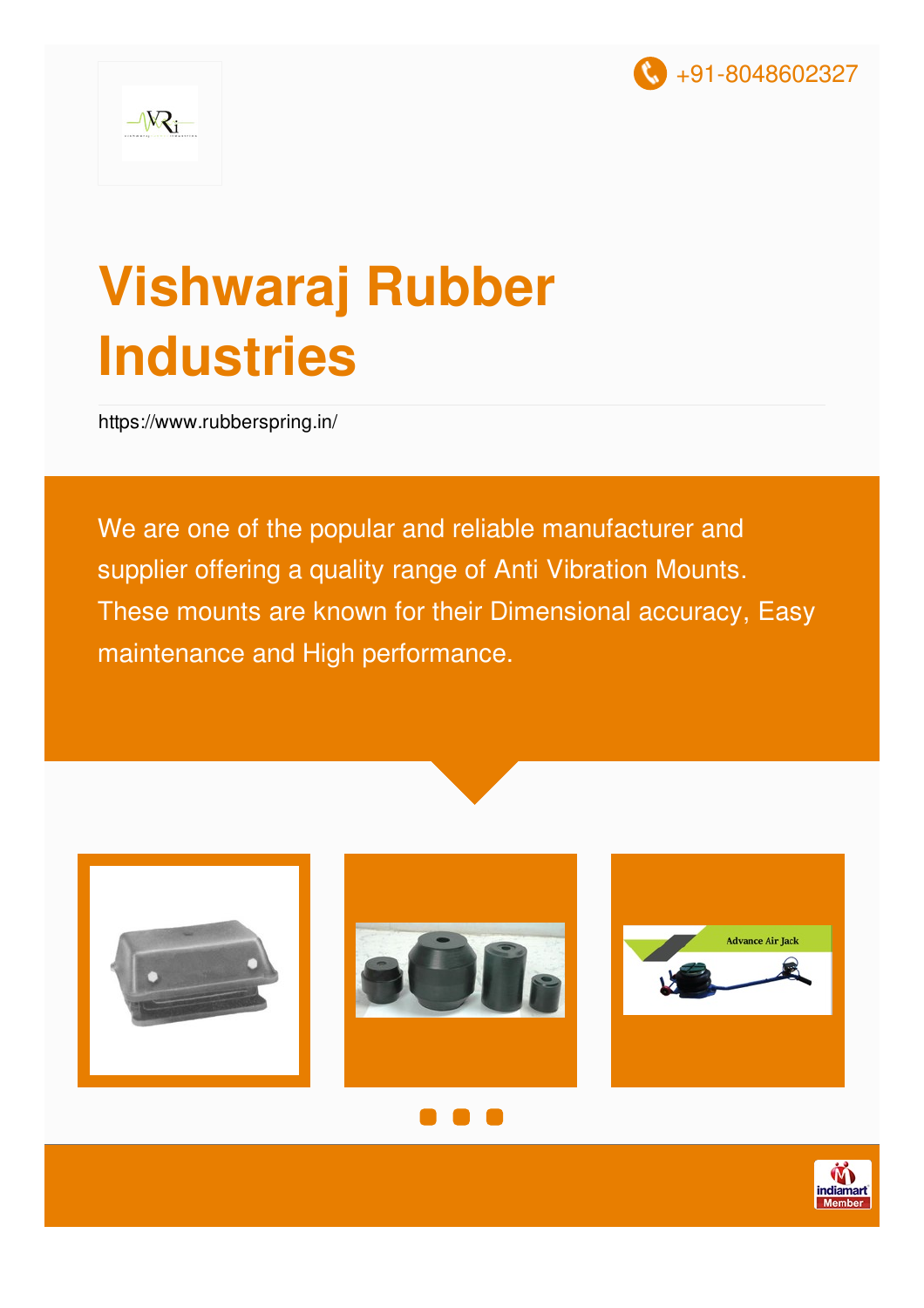+91-8048602327

# Vishwaraj Rubber Industries

https://www.rubberspring.in/

We are one of the popular and reliable manufacturer and supplier offering a quality range of Anti Vibration Mounts. These mounts are known for their Dimensional accuracy, Easy maintenance and High performance.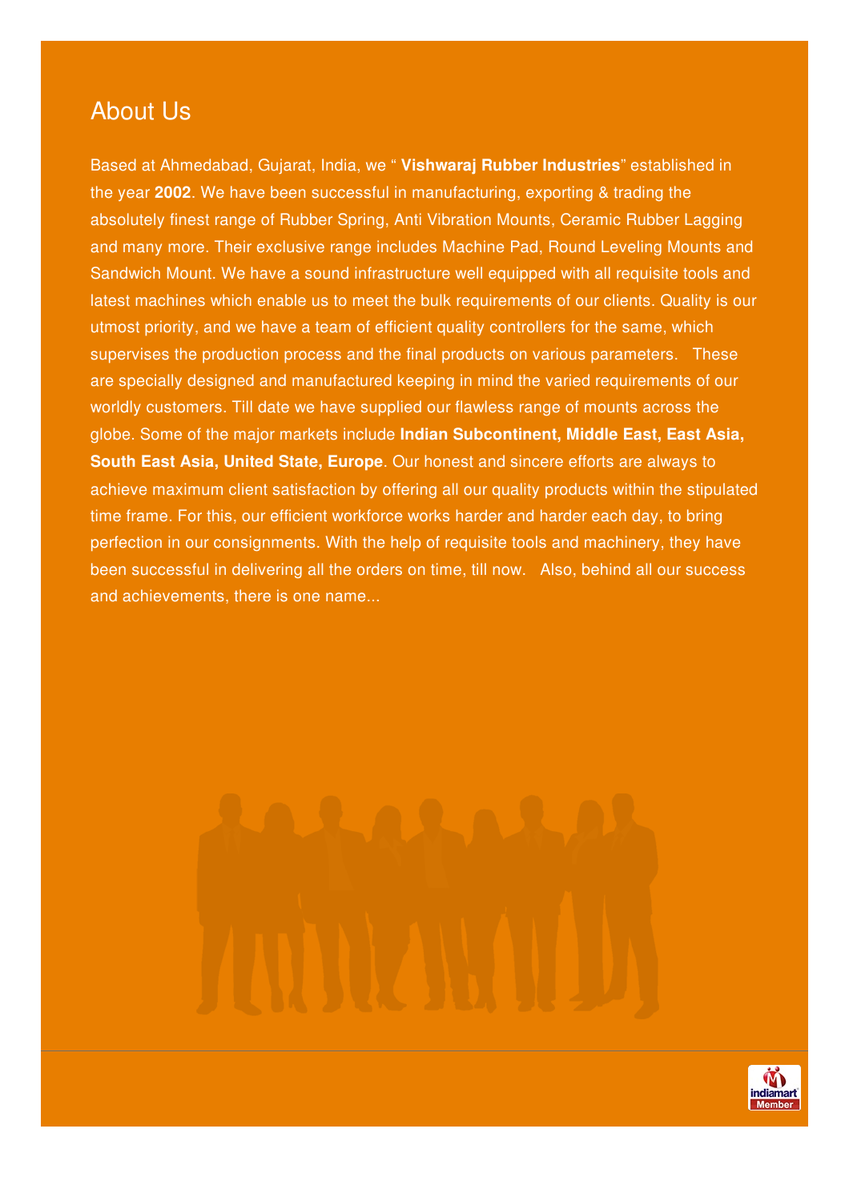# About Us

Based at Ahmedabad, Gujarat, India, we " **Vishwaraj Rubber Industries**" established in the year **2002**. We have been successful in manufacturing, exporting & trading the absolutely finest range of Rubber Spring, Anti Vibration Mounts, Ceramic Rubber Lagging and many more. Their exclusive range includes Machine Pad, Round Leveling Mounts and Sandwich Mount. We have a sound infrastructure well equipped with all requisite tools and latest machines which enable us to meet the bulk requirements of our clients. Quality is our utmost priority, and we have a team of efficient quality controllers for the same, which supervises the production process and the final products on various parameters. These are specially designed and manufactured keeping in mind the varied requirements of our worldly customers. Till date we have supplied our flawless range of mounts across the globe. Some of the major markets include **Indian Subcontinent, Middle East, East Asia, South East Asia, United State, Europe**. Our honest and sincere efforts are always to achieve maximum client satisfaction by offering all our quality products within the stipulated time frame. For this, our efficient workforce works harder and harder each day, to bring perfection in our consignments. With the help of requisite tools and machinery, they have been successful in delivering all the orders on time, till now. Also, behind all our success and achievements, there is one name...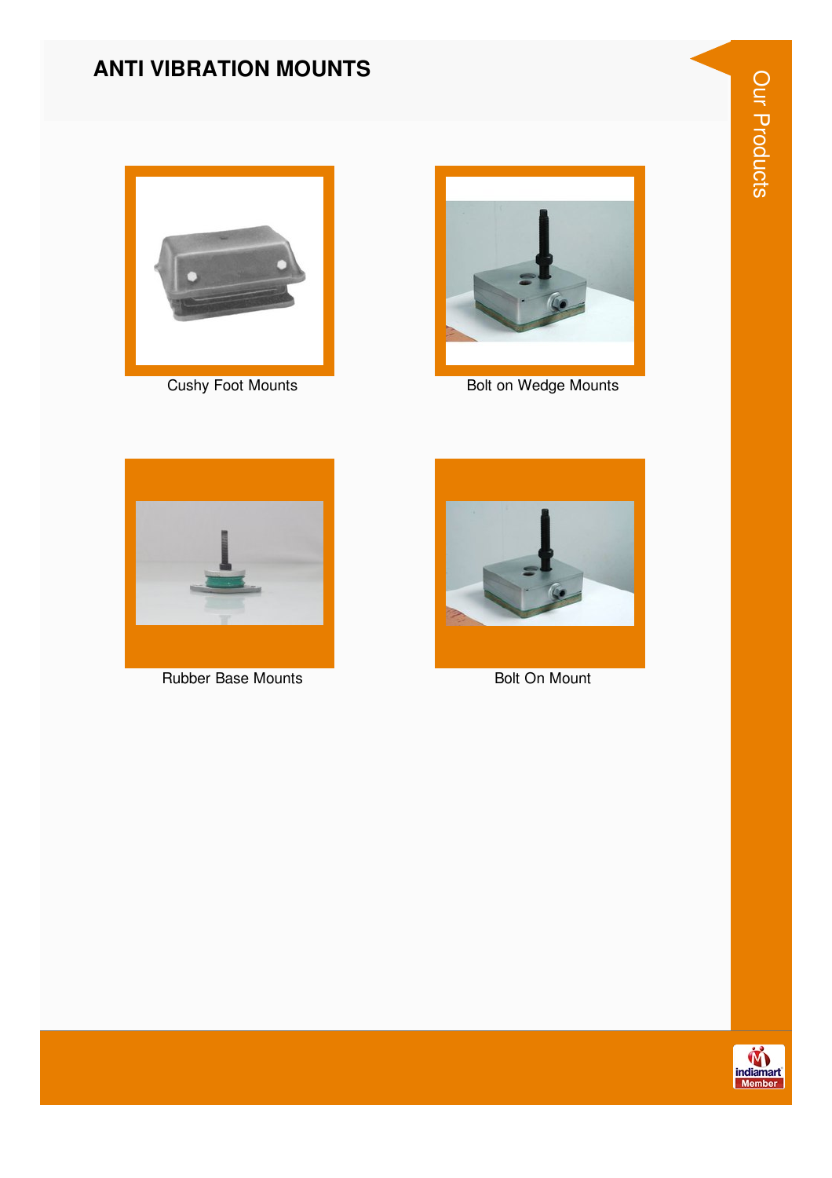# ANTI VIBRATION MOUNTS

Cushy Foot Mounts

Bolt on Wedge Mounts

Rubber Base Mounts

Bolt On Mount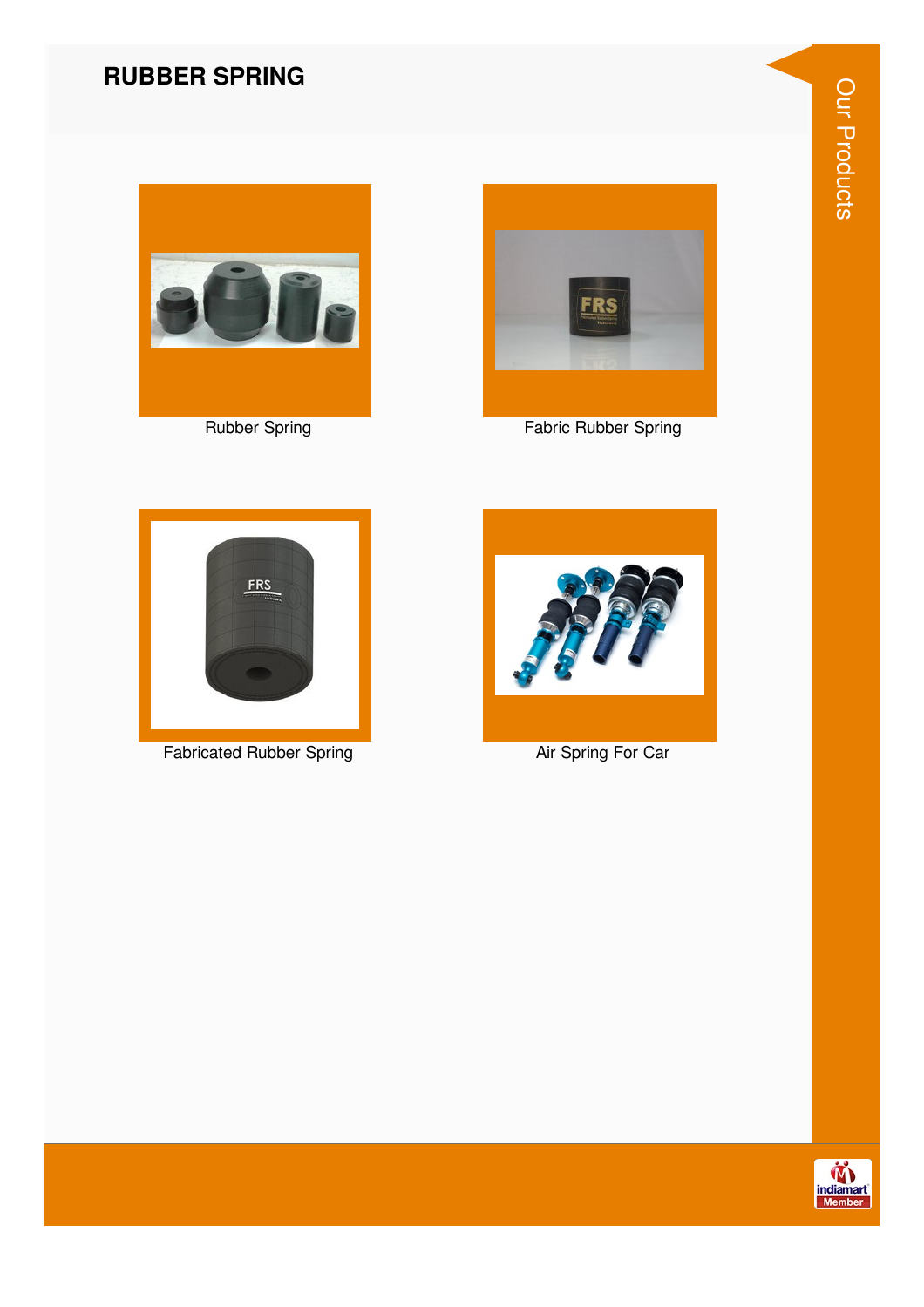## RUBBER SPRING

Rubber Spring

Fabric Rubber Spring

Fabricated Rubber Spring

Air Spring For Car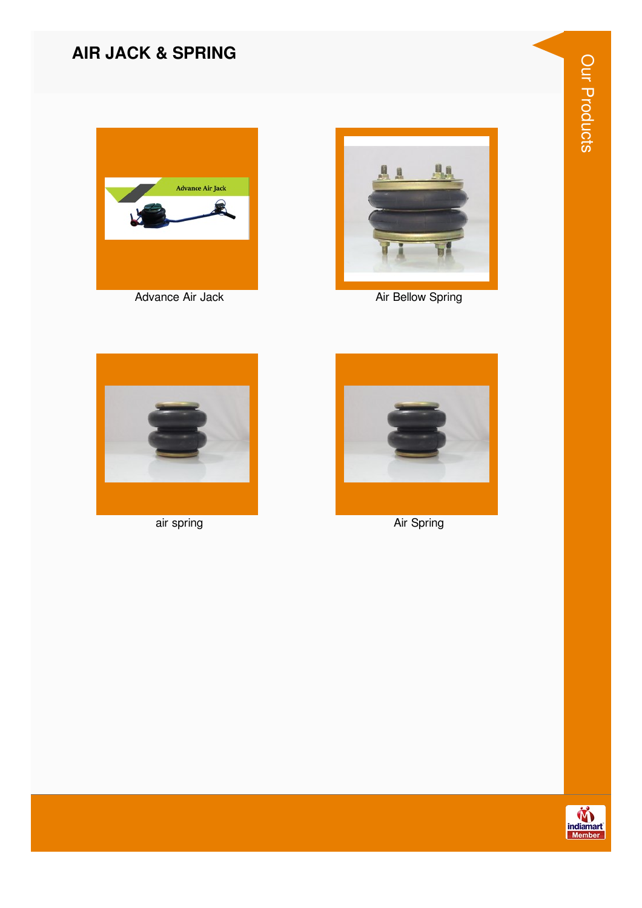# AIR JACK & SPRING

Advance Air Jack

Air Bellow Spring

air spring

Air Spring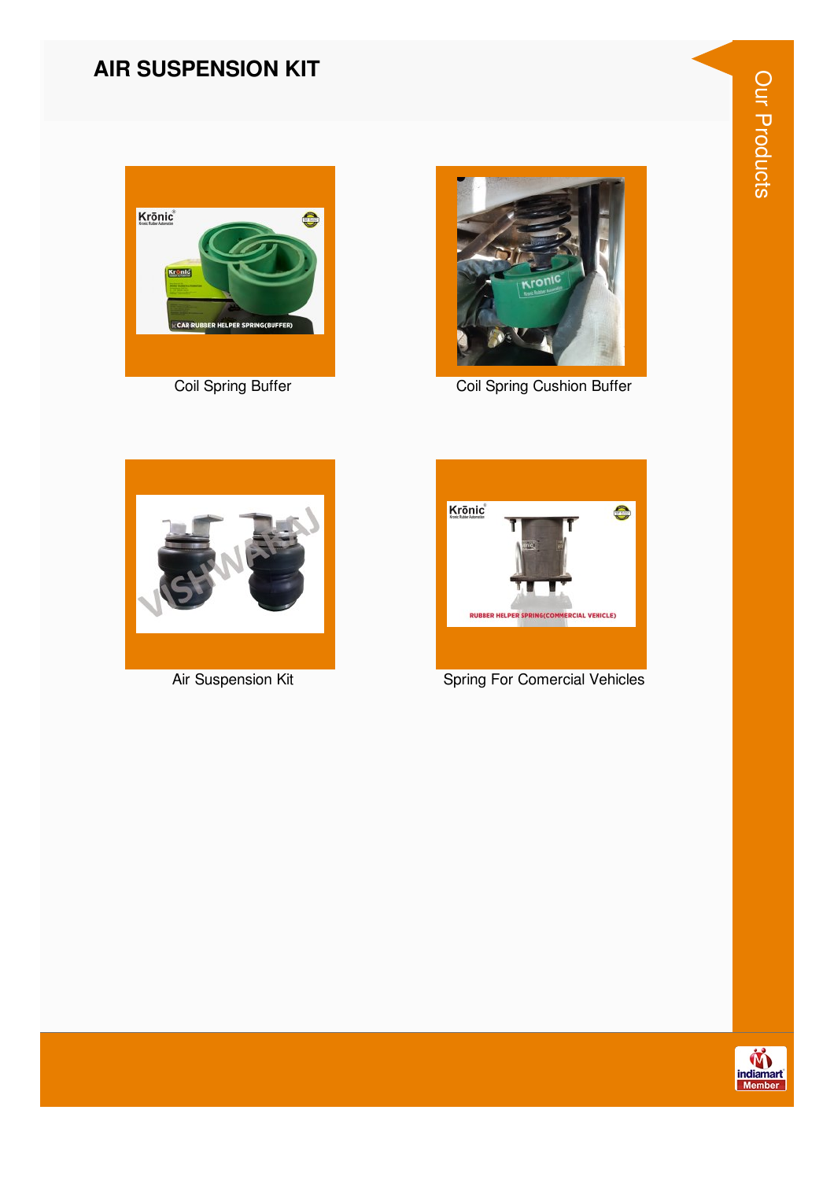# AIR SUSPENSION KIT

Coil Spring Buffer

Coil Spring Cushion Buffer

Air Suspension Kit

Spring For Comercial Vehicles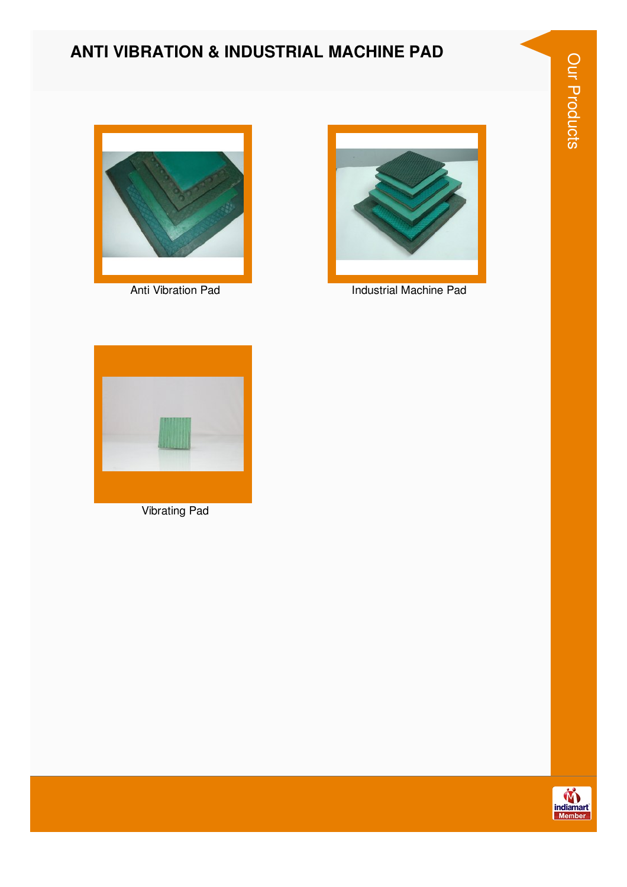# ANTI VIBRATION & INDUSTRIAL MACHINE PAD

Anti Vibration Pad

Industrial Machine Pad

Vibrating Pad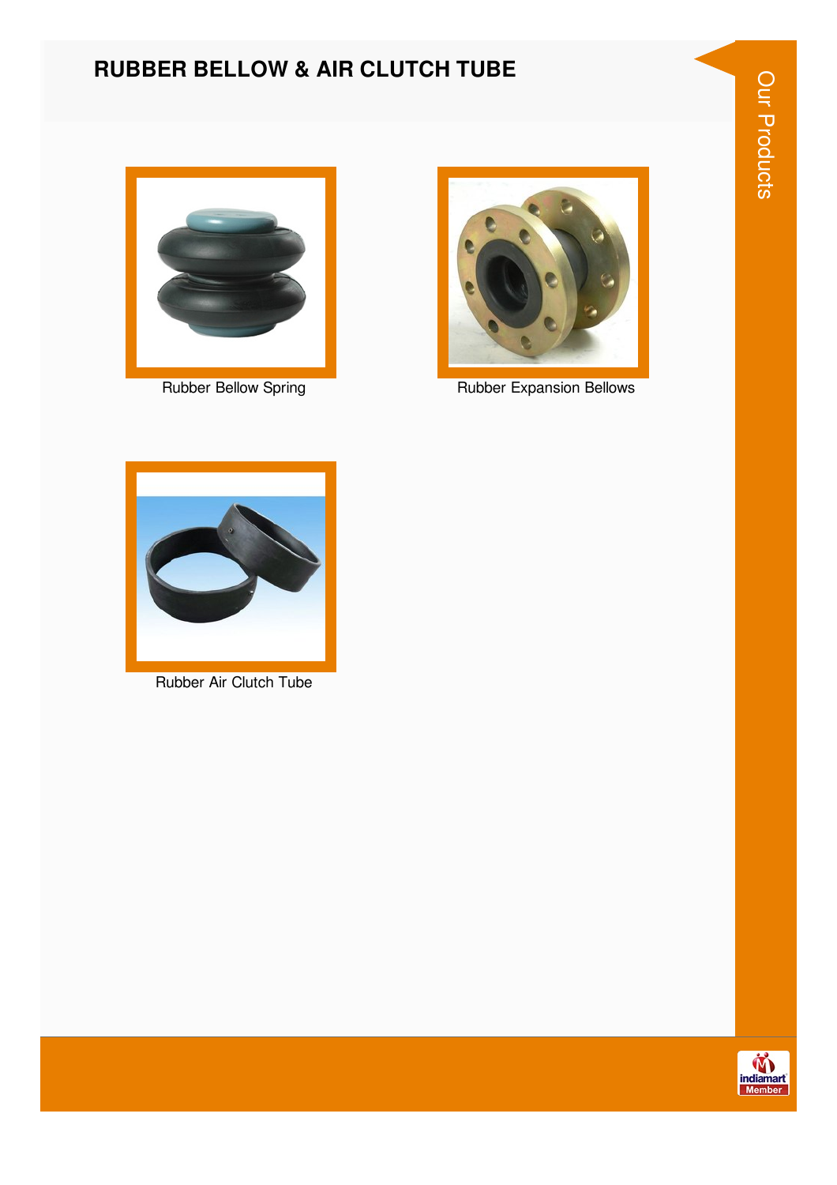# RUBBER BELLOW & AIR CLUTCH TUBE

Rubber Bellow Spring

Rubber Expansion Bellows

Rubber Air Clutch Tube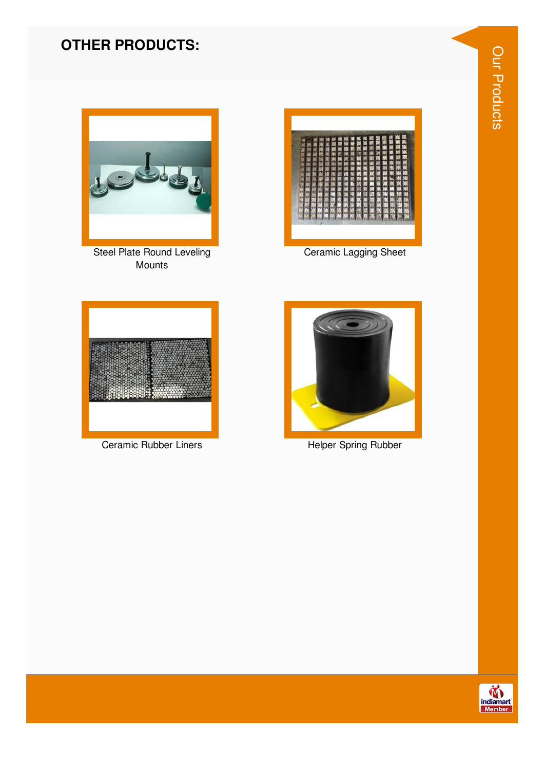## OTHER PRODUCTS:

Steel Plate Round Leveling Mounts

Ceramic Lagging Sheet

Ceramic Rubber Liners

Helper Spring Rubber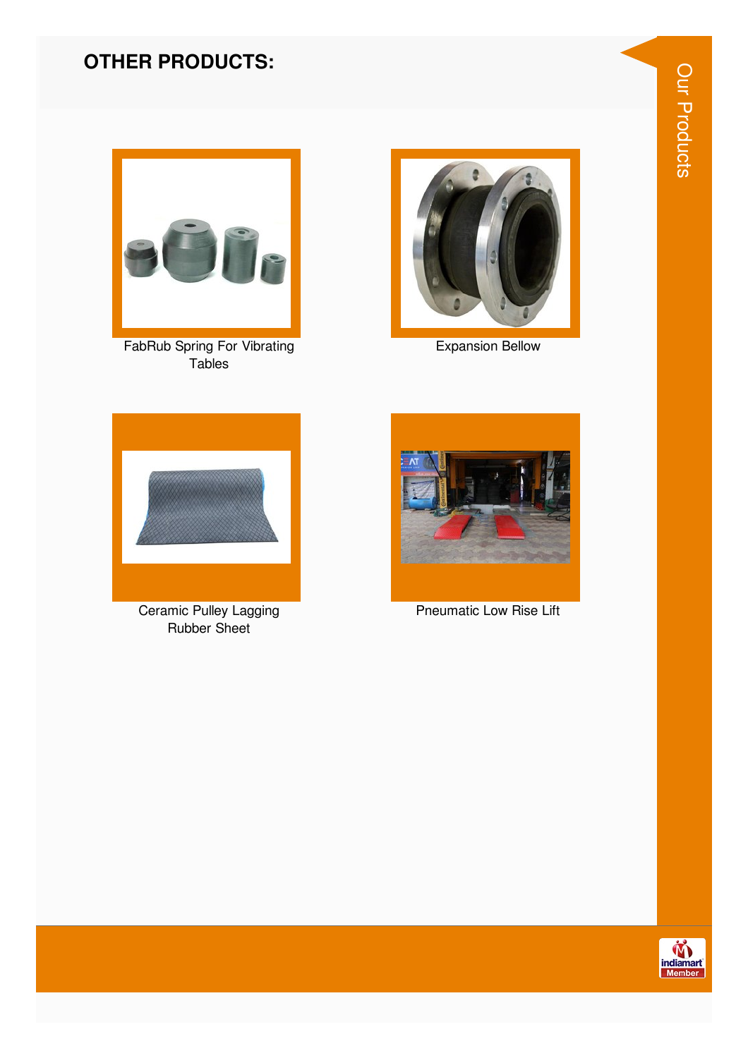## OTHER PRODUCTS:

FabRub Spring For Vibrating Tables

Expansion Bellow

Ceramic Pulley Lagging Rubber Sheet

Pneumatic Low Rise Lift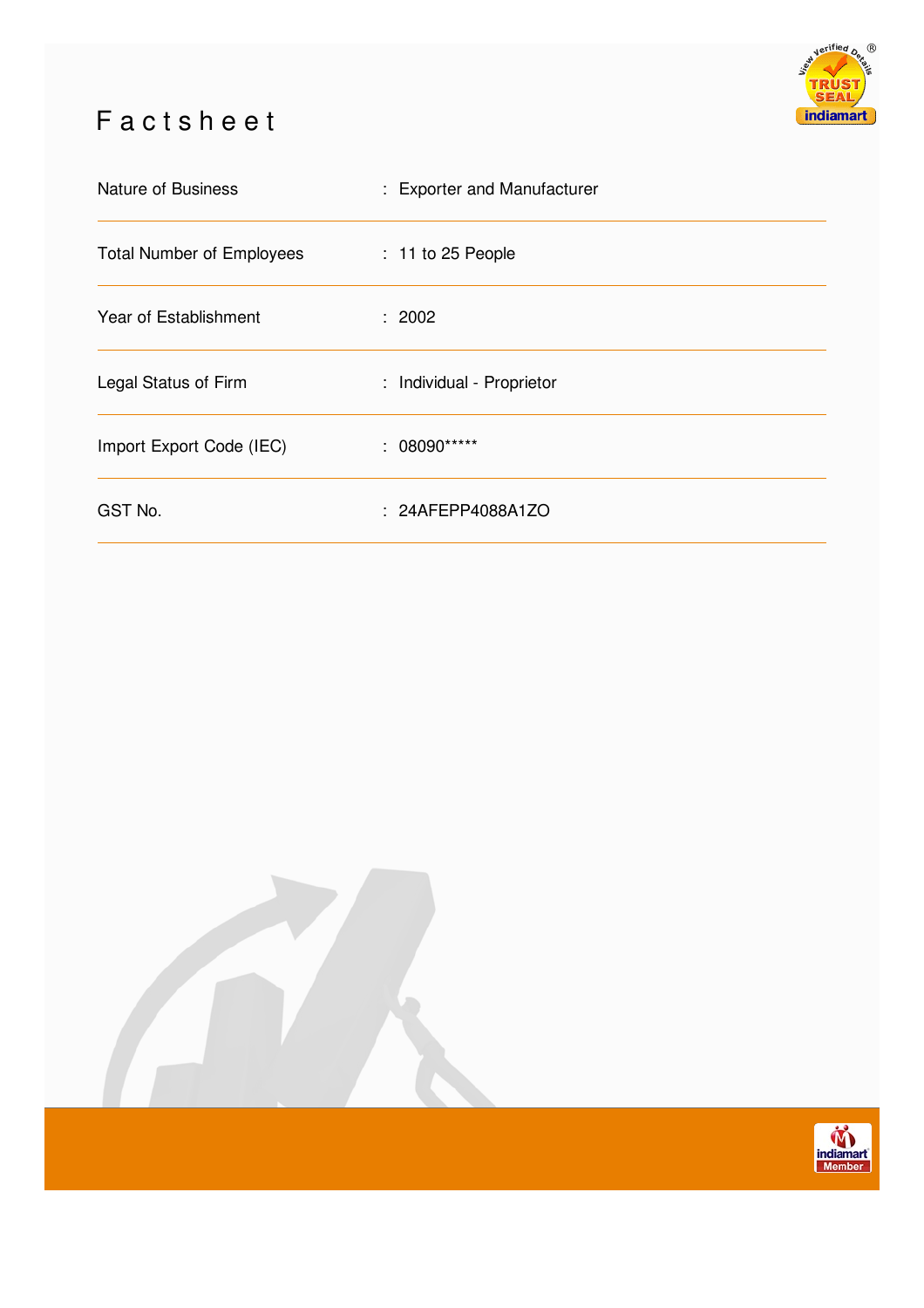# Factsheet

| | |
|---|---|
| Nature of Business | : Exporter and Manufacturer |
| Total Number of Employees | : 11 to 25 People |
| Year of Establishment | : 2002 |
| Legal Status of Firm | : Individual - Proprietor |
| Import Export Code (IEC) | : 08090***** |
| GST No. | : 24AFEPP4088A1ZO |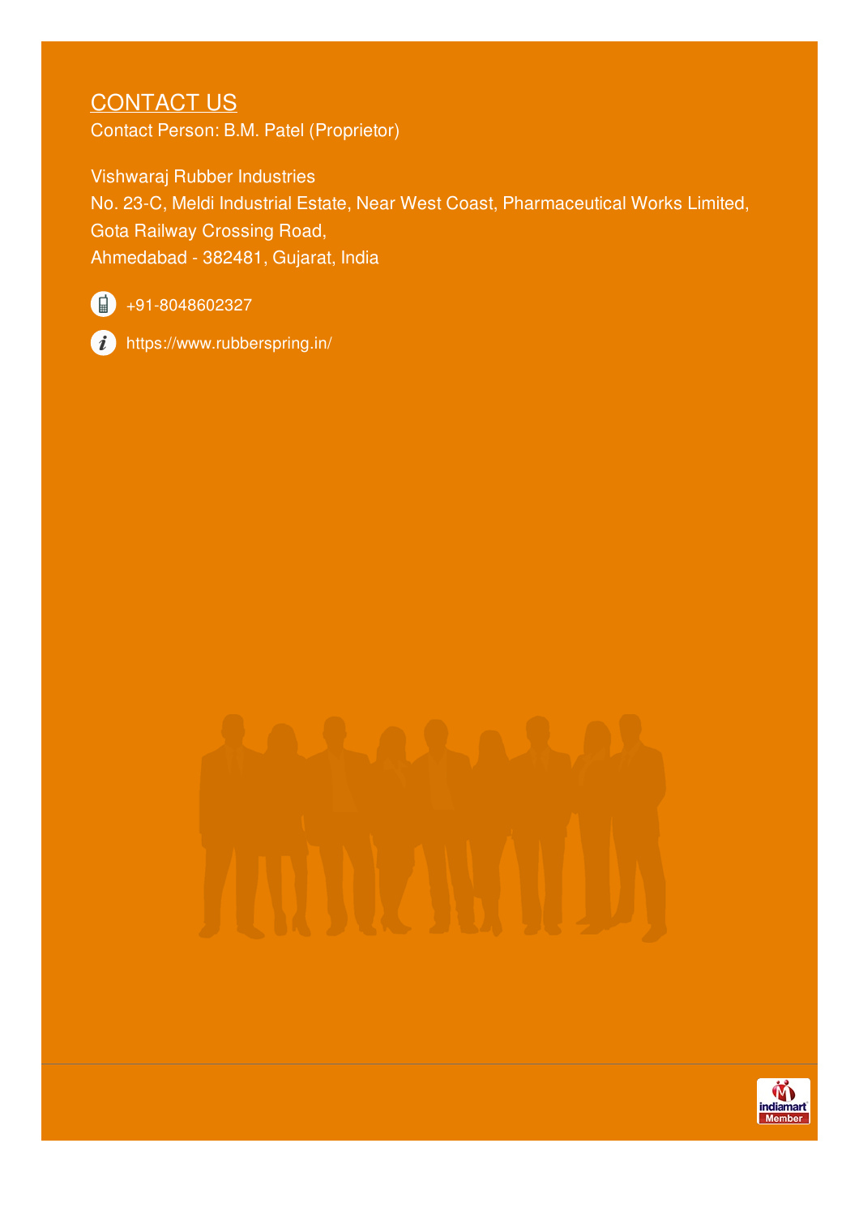## CONTACT US

Contact Person: B.M. Patel (Proprietor)

Vishwaraj Rubber Industries
No. 23-C, Meldi Industrial Estate, Near West Coast, Pharmaceutical Works Limited,
Gota Railway Crossing Road,
Ahmedabad - 382481, Gujarat, India

+91-8048602327

https://www.rubberspring.in/